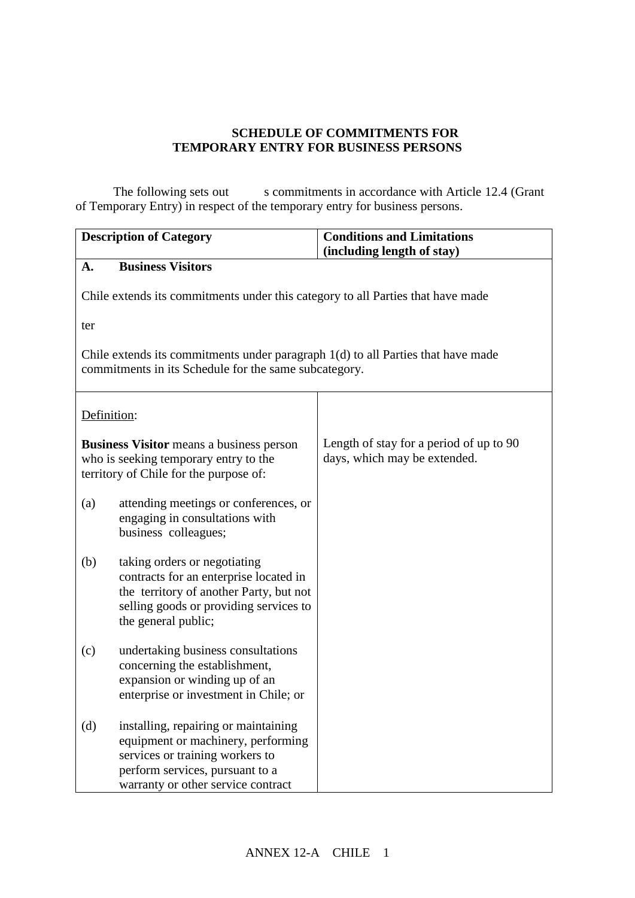### SCHEDULE OF COMMITMENTS FOR TEMPORARY ENTRY FOR BUSINESS PERSONS

The following sets out s commitments in accordance with Article 12.4 (Grant of Temporary Entry) in respect of the temporary entry for business persons.

| **Description of Category** | **Conditions and Limitations (including length of stay)** |
|---|---|
| **A. Business Visitors**<br><br>Chile extends its commitments under this category to all Parties that have made<br><br>ter<br><br>Chile extends its commitments under paragraph 1(d) to all Parties that have made commitments in its Schedule for the same subcategory. | |
| Definition:<br><br>**Business Visitor** means a business person who is seeking temporary entry to the territory of Chile for the purpose of:<br><br>(a) attending meetings or conferences, or engaging in consultations with business colleagues;<br><br>(b) taking orders or negotiating contracts for an enterprise located in the territory of another Party, but not selling goods or providing services to the general public;<br><br>(c) undertaking business consultations concerning the establishment, expansion or winding up of an enterprise or investment in Chile; or<br><br>(d) installing, repairing or maintaining equipment or machinery, performing services or training workers to perform services, pursuant to a warranty or other service contract | Length of stay for a period of up to 90 days, which may be extended. |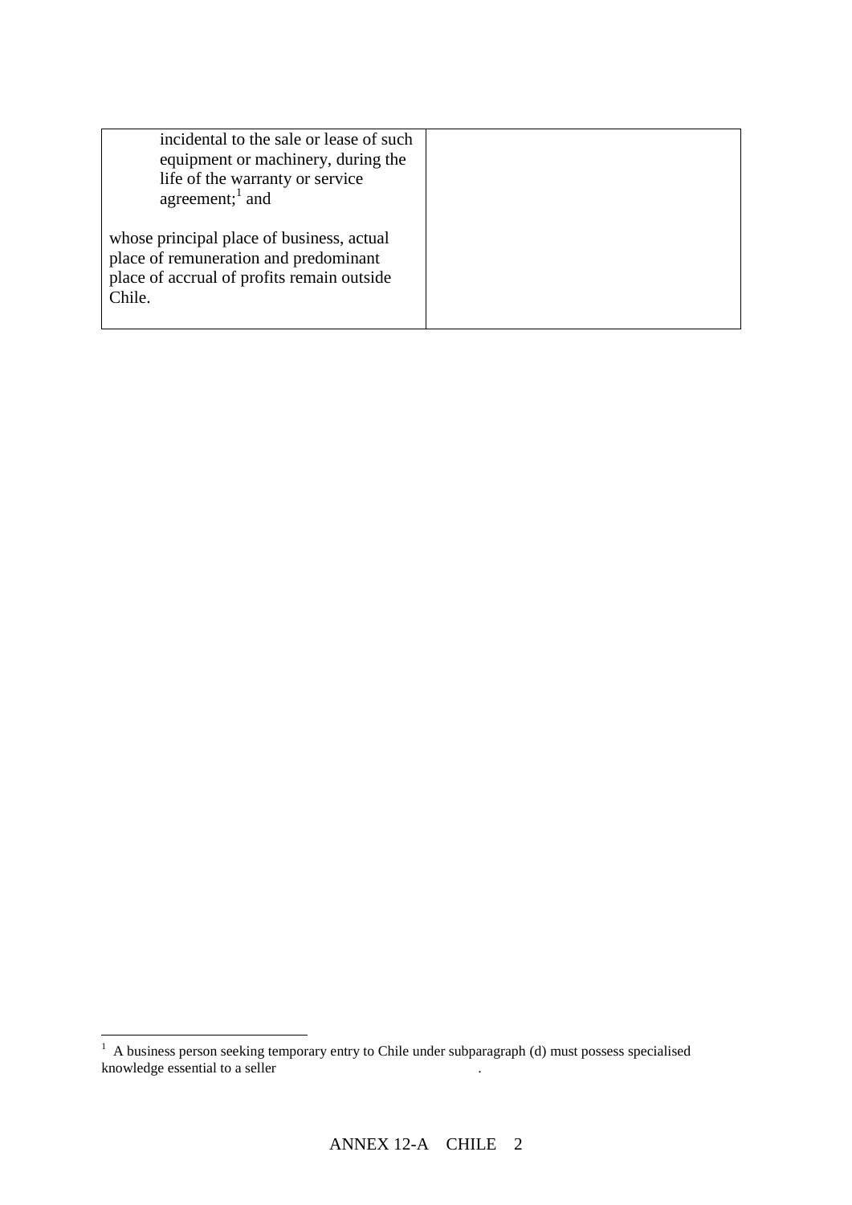| | |
|---|---|
| incidental to the sale or lease of such equipment or machinery, during the life of the warranty or service agreement;[1] and<br><br>whose principal place of business, actual place of remuneration and predominant place of accrual of profits remain outside Chile. | |

[1] A business person seeking temporary entry to Chile under subparagraph (d) must possess specialised knowledge essential to a seller .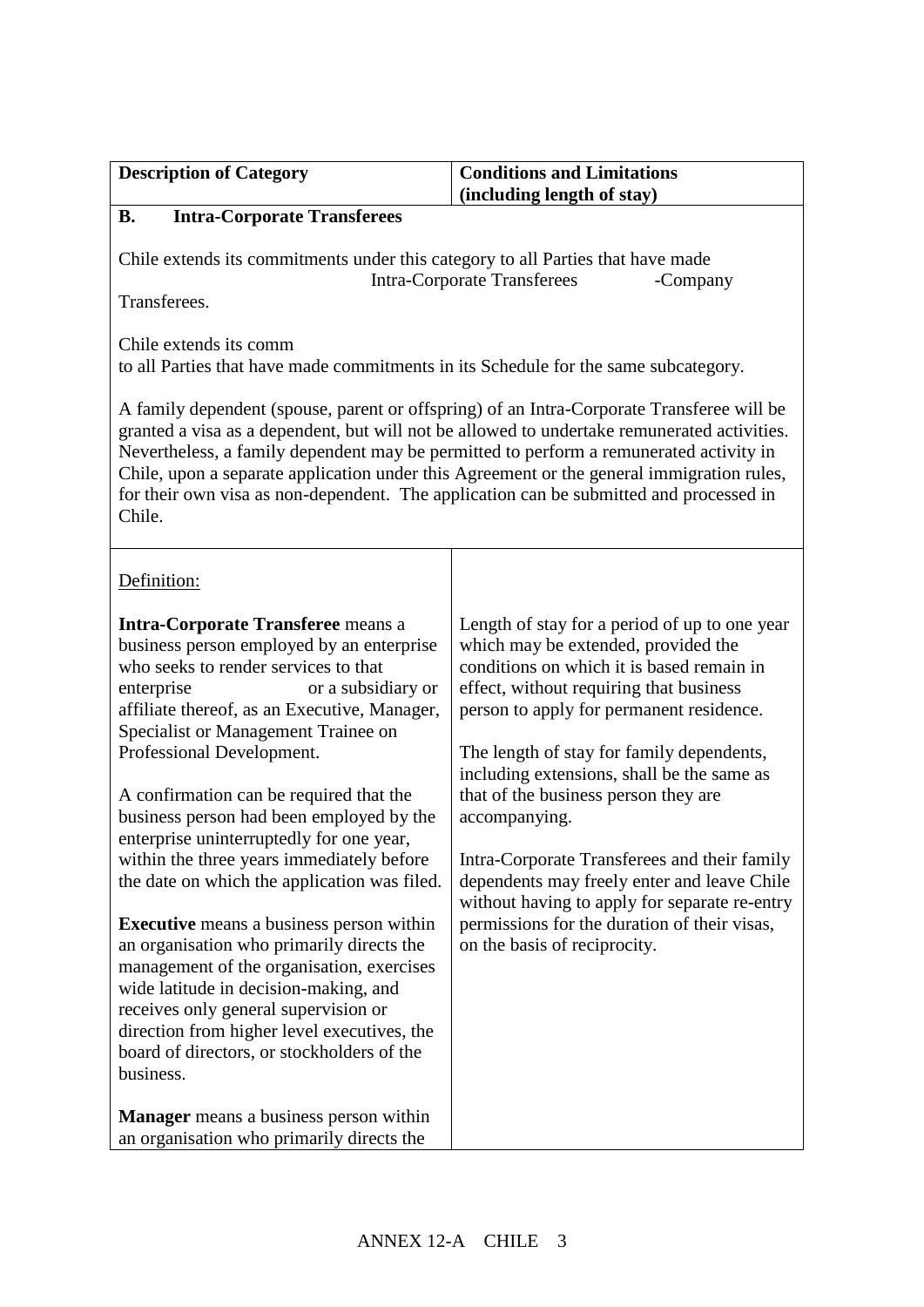| Description of Category | Conditions and Limitations (including length of stay) |
|---|---|
| **B. Intra-Corporate Transferees**<br><br>Chile extends its commitments under this category to all Parties that have made Intra-Corporate Transferees -Company Transferees.<br><br>Chile extends its comm<br>to all Parties that have made commitments in its Schedule for the same subcategory.<br><br>A family dependent (spouse, parent or offspring) of an Intra-Corporate Transferee will be granted a visa as a dependent, but will not be allowed to undertake remunerated activities. Nevertheless, a family dependent may be permitted to perform a remunerated activity in Chile, upon a separate application under this Agreement or the general immigration rules, for their own visa as non-dependent. The application can be submitted and processed in Chile. | |
| Definition:<br><br>**Intra-Corporate Transferee** means a business person employed by an enterprise who seeks to render services to that enterprise or a subsidiary or affiliate thereof, as an Executive, Manager, Specialist or Management Trainee on Professional Development.<br><br>A confirmation can be required that the business person had been employed by the enterprise uninterruptedly for one year, within the three years immediately before the date on which the application was filed.<br><br>**Executive** means a business person within an organisation who primarily directs the management of the organisation, exercises wide latitude in decision-making, and receives only general supervision or direction from higher level executives, the board of directors, or stockholders of the business.<br><br>**Manager** means a business person within an organisation who primarily directs the | Length of stay for a period of up to one year which may be extended, provided the conditions on which it is based remain in effect, without requiring that business person to apply for permanent residence.<br><br>The length of stay for family dependents, including extensions, shall be the same as that of the business person they are accompanying.<br><br>Intra-Corporate Transferees and their family dependents may freely enter and leave Chile without having to apply for separate re-entry permissions for the duration of their visas, on the basis of reciprocity. |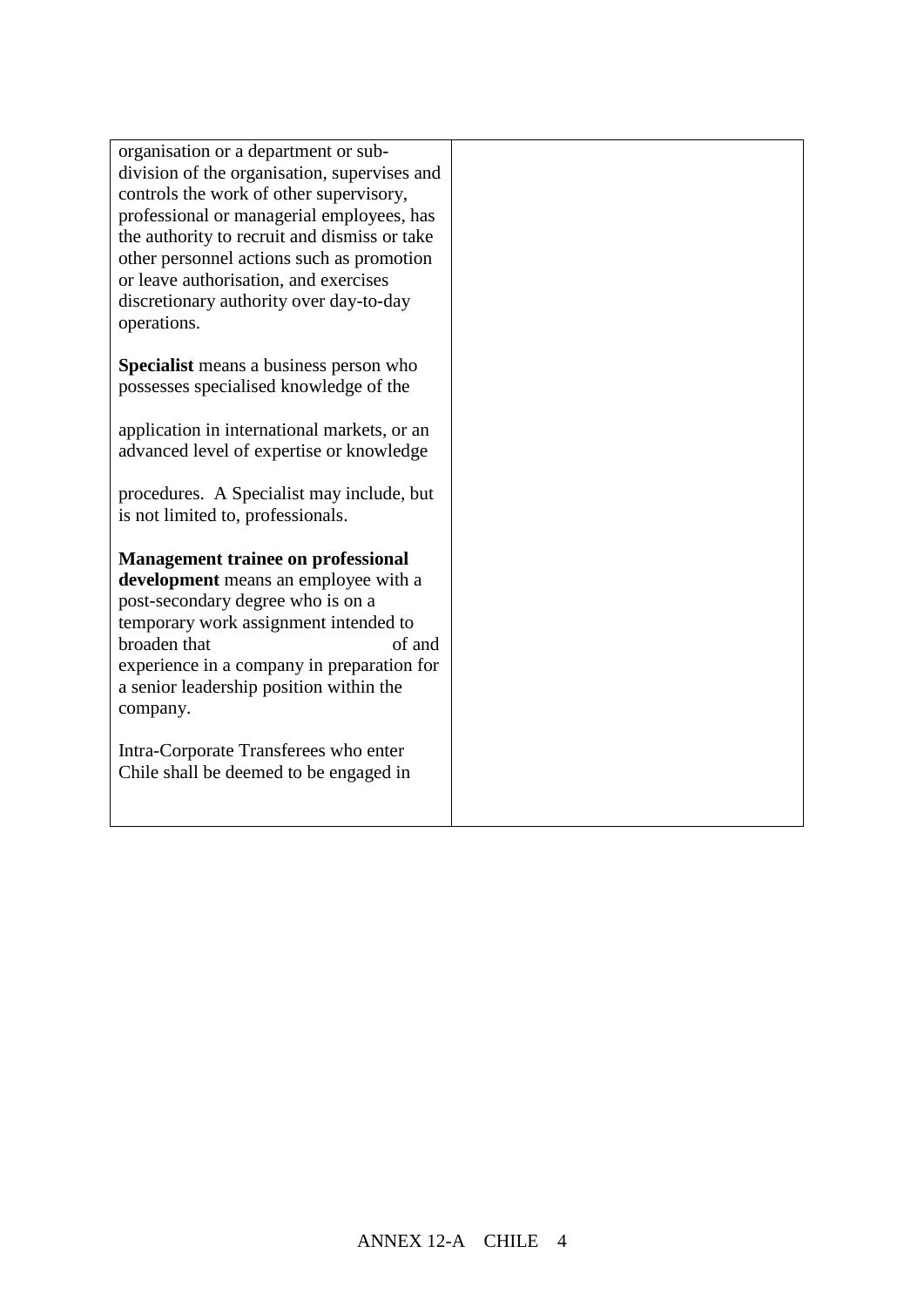| | |
|---|---|
| organisation or a department or sub-division of the organisation, supervises and controls the work of other supervisory, professional or managerial employees, has the authority to recruit and dismiss or take other personnel actions such as promotion or leave authorisation, and exercises discretionary authority over day-to-day operations.<br><br>**Specialist** means a business person who possesses specialised knowledge of the<br><br>application in international markets, or an advanced level of expertise or knowledge<br><br>procedures. A Specialist may include, but is not limited to, professionals.<br><br>**Management trainee on professional development** means an employee with a post-secondary degree who is on a temporary work assignment intended to broaden that of and experience in a company in preparation for a senior leadership position within the company.<br><br>Intra-Corporate Transferees who enter Chile shall be deemed to be engaged in | |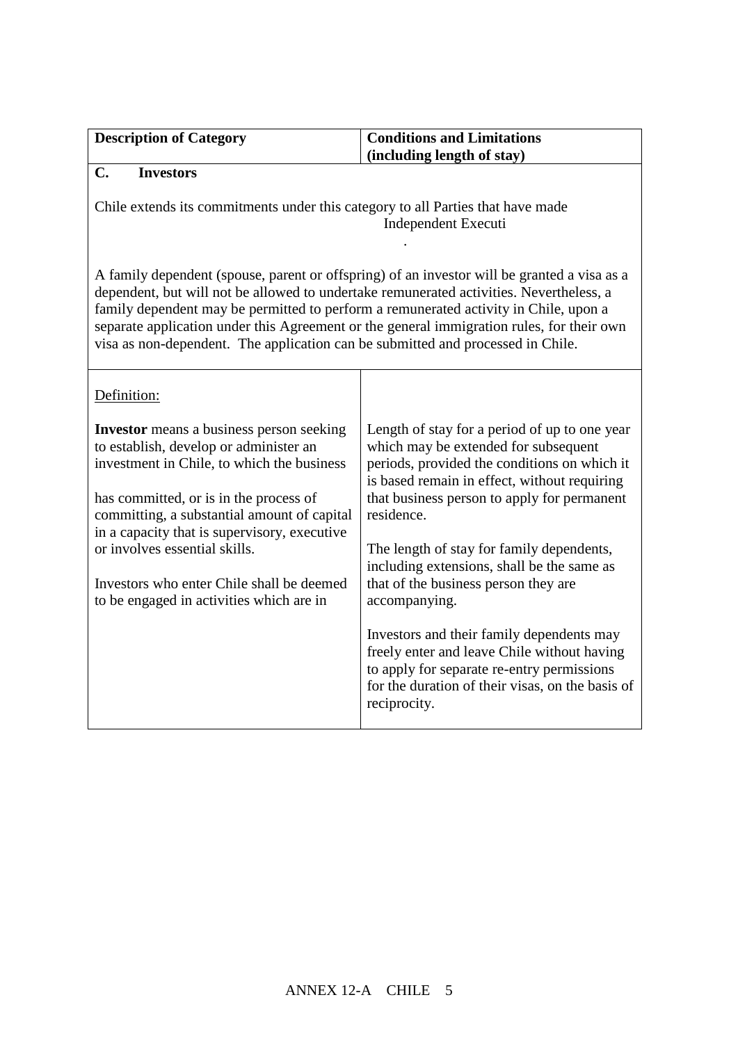| Description of Category | Conditions and Limitations (including length of stay) |
|---|---|
| **C. Investors**<br><br>Chile extends its commitments under this category to all Parties that have made Independent Executi<br><br>.<br><br>A family dependent (spouse, parent or offspring) of an investor will be granted a visa as a dependent, but will not be allowed to undertake remunerated activities. Nevertheless, a family dependent may be permitted to perform a remunerated activity in Chile, upon a separate application under this Agreement or the general immigration rules, for their own visa as non-dependent. The application can be submitted and processed in Chile. | |
| Definition:<br><br>**Investor** means a business person seeking to establish, develop or administer an investment in Chile, to which the business<br><br>has committed, or is in the process of committing, a substantial amount of capital in a capacity that is supervisory, executive or involves essential skills.<br><br>Investors who enter Chile shall be deemed to be engaged in activities which are in | Length of stay for a period of up to one year which may be extended for subsequent periods, provided the conditions on which it is based remain in effect, without requiring that business person to apply for permanent residence.<br><br>The length of stay for family dependents, including extensions, shall be the same as that of the business person they are accompanying.<br><br>Investors and their family dependents may freely enter and leave Chile without having to apply for separate re-entry permissions for the duration of their visas, on the basis of reciprocity. |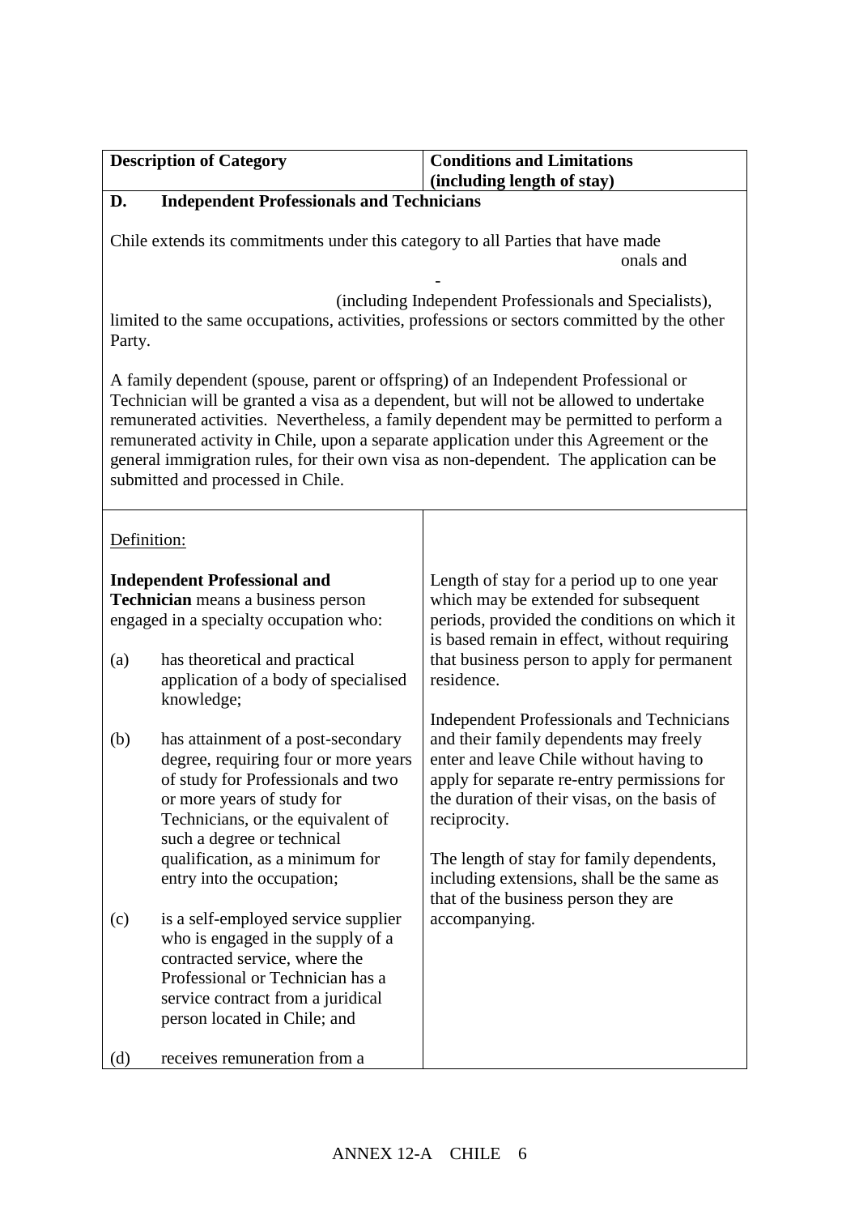| Description of Category | Conditions and Limitations (including length of stay) |
|---|---|
| **D. Independent Professionals and Technicians** | |
| Chile extends its commitments under this category to all Parties that have made onals and - (including Independent Professionals and Specialists), limited to the same occupations, activities, professions or sectors committed by the other Party.<br><br>A family dependent (spouse, parent or offspring) of an Independent Professional or Technician will be granted a visa as a dependent, but will not be allowed to undertake remunerated activities. Nevertheless, a family dependent may be permitted to perform a remunerated activity in Chile, upon a separate application under this Agreement or the general immigration rules, for their own visa as non-dependent. The application can be submitted and processed in Chile. | |
| Definition:<br><br>**Independent Professional and Technician** means a business person engaged in a specialty occupation who:<br><br>(a) has theoretical and practical application of a body of specialised knowledge;<br><br>(b) has attainment of a post-secondary degree, requiring four or more years of study for Professionals and two or more years of study for Technicians, or the equivalent of such a degree or technical qualification, as a minimum for entry into the occupation;<br><br>(c) is a self-employed service supplier who is engaged in the supply of a contracted service, where the Professional or Technician has a service contract from a juridical person located in Chile; and<br><br>(d) receives remuneration from a | Length of stay for a period up to one year which may be extended for subsequent periods, provided the conditions on which it is based remain in effect, without requiring that business person to apply for permanent residence.<br><br>Independent Professionals and Technicians and their family dependents may freely enter and leave Chile without having to apply for separate re-entry permissions for the duration of their visas, on the basis of reciprocity.<br><br>The length of stay for family dependents, including extensions, shall be the same as that of the business person they are accompanying. |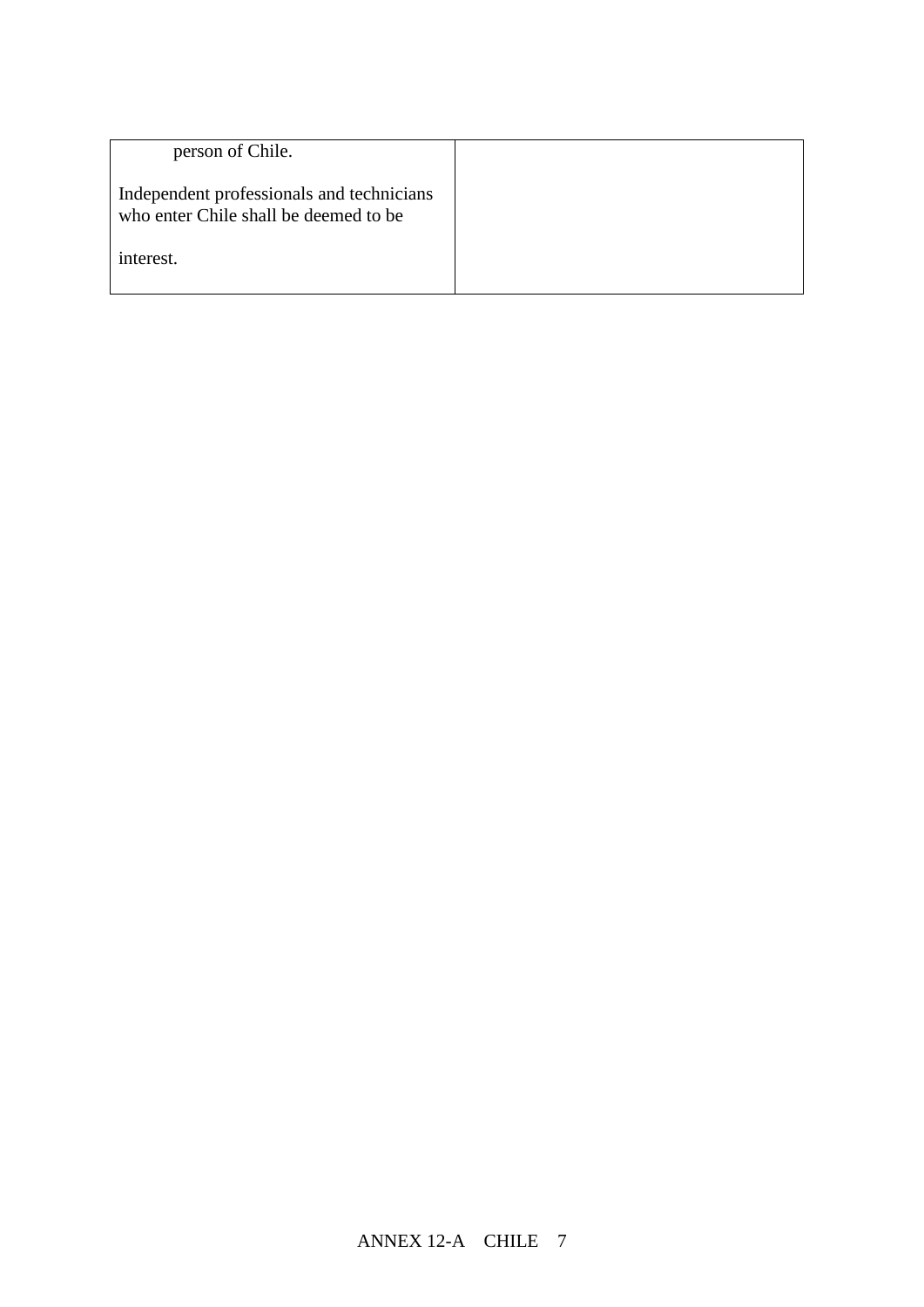| | |
|---|---|
| person of Chile.<br><br>Independent professionals and technicians who enter Chile shall be deemed to be<br><br>interest. | |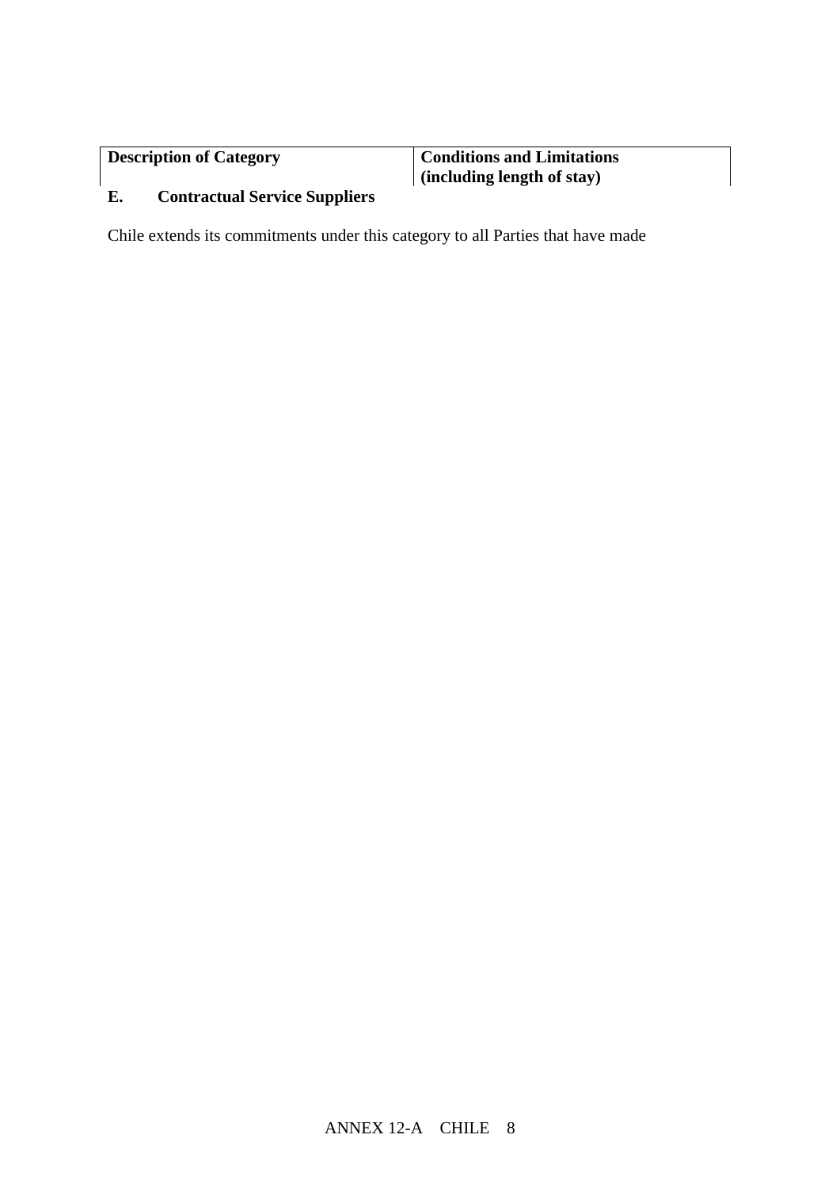| Description of Category | Conditions and Limitations (including length of stay) |
| --- | --- |

**E. Contractual Service Suppliers**

Chile extends its commitments under this category to all Parties that have made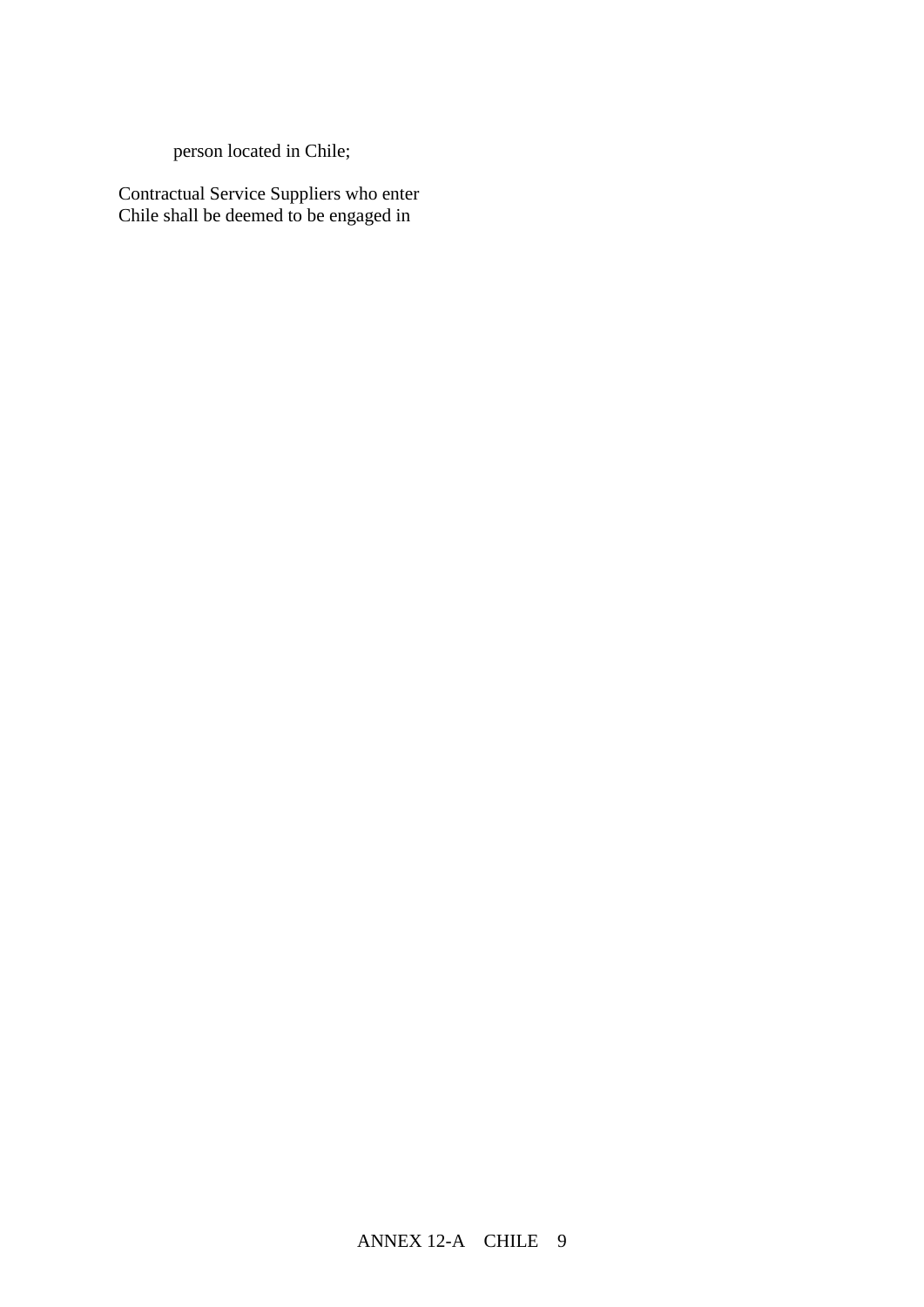person located in Chile;

Contractual Service Suppliers who enter Chile shall be deemed to be engaged in